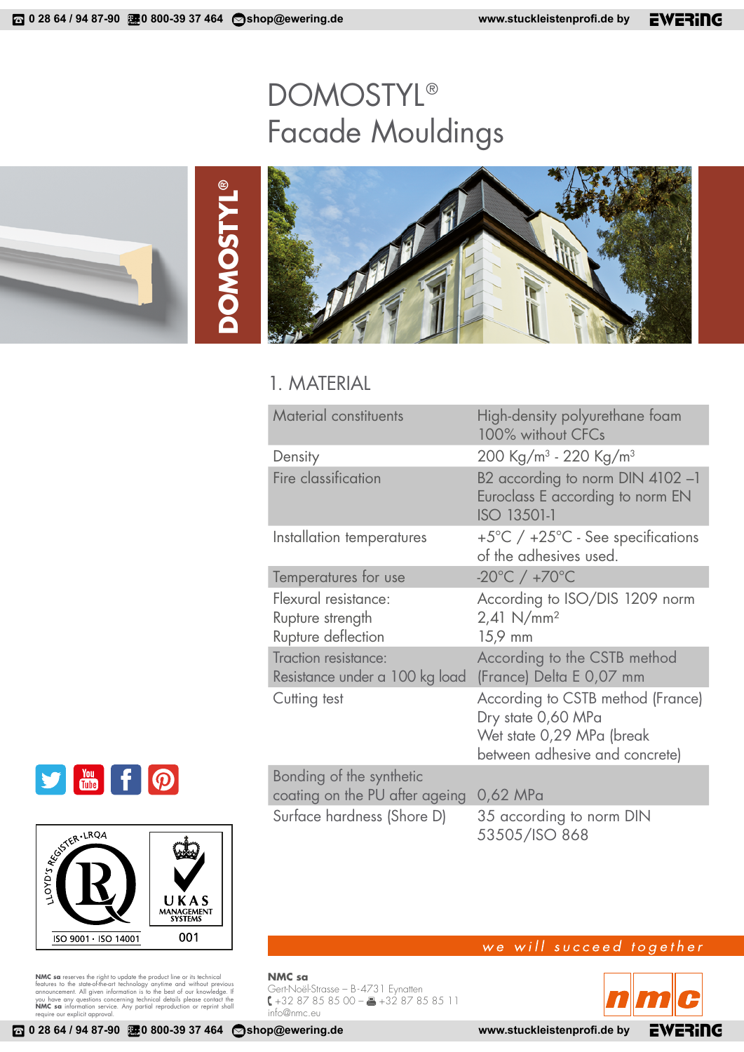# DOMOSTYL®
# Facade Mouldings

DOMOSTYL®

## 1. MATERIAL

| | |
|---|---|
| Material constituents | High-density polyurethane foam 100% without CFCs |
| Density | 200 Kg/m³ - 220 Kg/m³ |
| Fire classification | B2 according to norm DIN 4102 –1 Euroclass E according to norm EN ISO 13501-1 |
| Installation temperatures | +5°C / +25°C - See specifications of the adhesives used. |
| Temperatures for use | -20°C / +70°C |
| Flexural resistance:<br>Rupture strength<br>Rupture deflection | According to ISO/DIS 1209 norm<br>2,41 N/mm²<br>15,9 mm |
| Traction resistance:<br>Resistance under a 100 kg load | According to the CSTB method (France) Delta E 0,07 mm |
| Cutting test | According to CSTB method (France)<br>Dry state 0,60 MPa<br>Wet state 0,29 MPa (break between adhesive and concrete) |
| Bonding of the synthetic coating on the PU after ageing | 0,62 MPa |
| Surface hardness (Shore D) | 35 according to norm DIN 53505/ISO 868 |

LLOYD'S REGISTER · LRQA

ISO 9001 · ISO 14001

UKAS MANAGEMENT SYSTEMS

001

*we will succeed together*

**NMC sa** reserves the right to update the product line or its technical features to the state-of-the-art technology anytime and without previous announcement. All given information is to the best of our knowledge. If you have any questions concerning technical details please contact the **NMC sa** information service. Any partial reproduction or reprint shall require our explicit approval.

**NMC sa**
Gert-Noël-Strasse – B-4731 Eynatten
+32 87 85 85 00 – +32 87 85 85 11
info@nmc.eu

nmc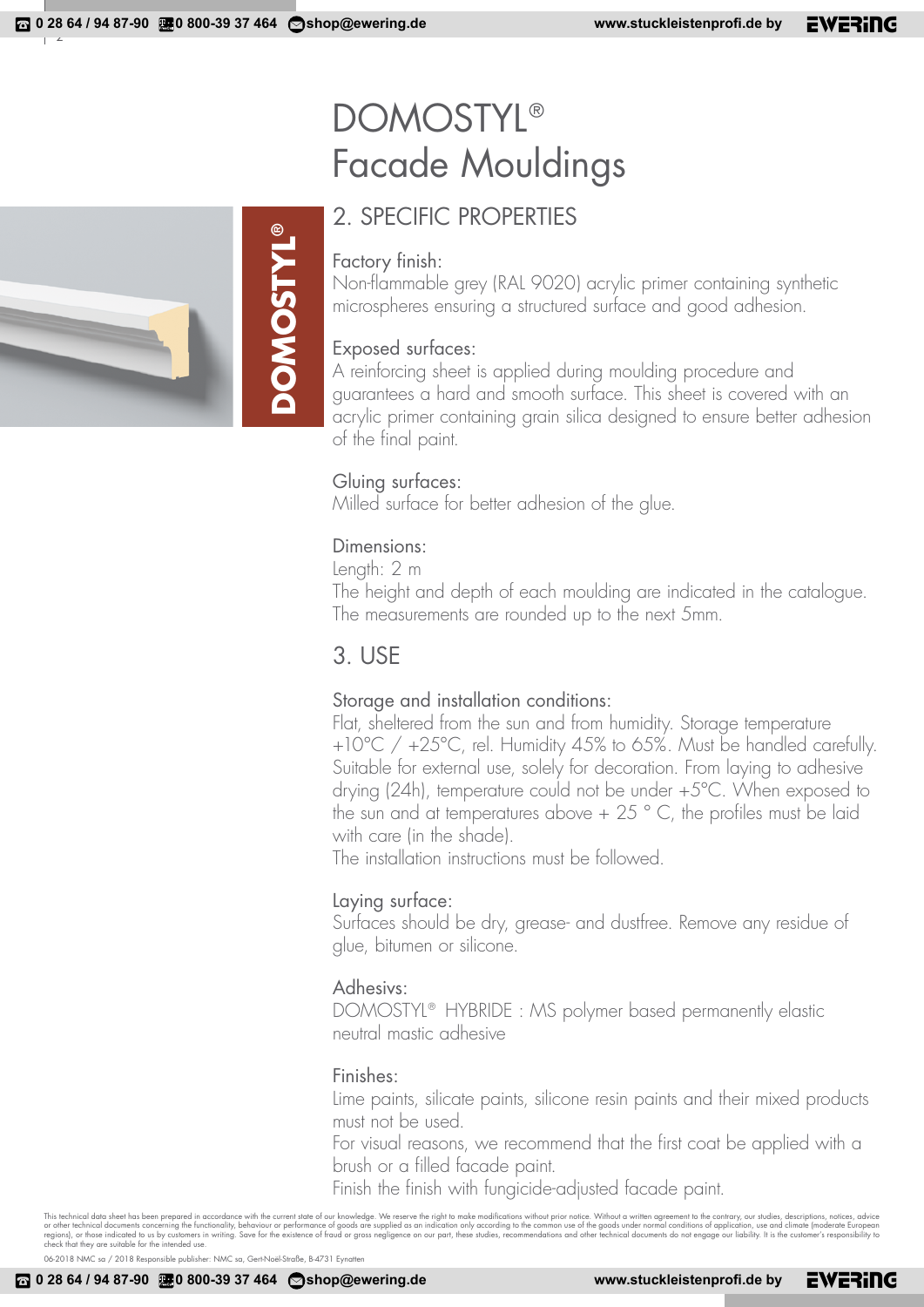# DOMOSTYL® Facade Mouldings

DOMOSTYL®

## 2. SPECIFIC PROPERTIES

### Factory finish:

Non-flammable grey (RAL 9020) acrylic primer containing synthetic microspheres ensuring a structured surface and good adhesion.

### Exposed surfaces:

A reinforcing sheet is applied during moulding procedure and guarantees a hard and smooth surface. This sheet is covered with an acrylic primer containing grain silica designed to ensure better adhesion of the final paint.

### Gluing surfaces:

Milled surface for better adhesion of the glue.

### Dimensions:

Length: 2 m

The height and depth of each moulding are indicated in the catalogue. The measurements are rounded up to the next 5mm.

## 3. USE

### Storage and installation conditions:

Flat, sheltered from the sun and from humidity. Storage temperature +10°C / +25°C, rel. Humidity 45% to 65%. Must be handled carefully. Suitable for external use, solely for decoration. From laying to adhesive drying (24h), temperature could not be under +5°C. When exposed to the sun and at temperatures above + 25 ° C, the profiles must be laid with care (in the shade).

The installation instructions must be followed.

### Laying surface:

Surfaces should be dry, grease- and dustfree. Remove any residue of glue, bitumen or silicone.

### Adhesivs:

DOMOSTYL® HYBRIDE : MS polymer based permanently elastic neutral mastic adhesive

### Finishes:

Lime paints, silicate paints, silicone resin paints and their mixed products must not be used.

For visual reasons, we recommend that the first coat be applied with a brush or a filled facade paint.

Finish the finish with fungicide-adjusted facade paint.

This technical data sheet has been prepared in accordance with the current state of our knowledge. We reserve the right to make modifications without prior notice. Without a written agreement to the contrary, our studies, descriptions, notices, advice or other technical documents concerning the functionality, behaviour or performance of goods are supplied as an indication only according to the common use of the goods under normal conditions of application, use and climate (moderate European regions), or those indicated to us by customers in writing. Save for the existence of fraud or gross negligence on our part, these studies, recommendations and other technical documents do not engage our liability. It is the customer's responsibility to check that they are suitable for the intended use.

06-2018 NMC sa / 2018 Responsible publisher: NMC sa, Gert-Noël-Straße, B-4731 Eynatten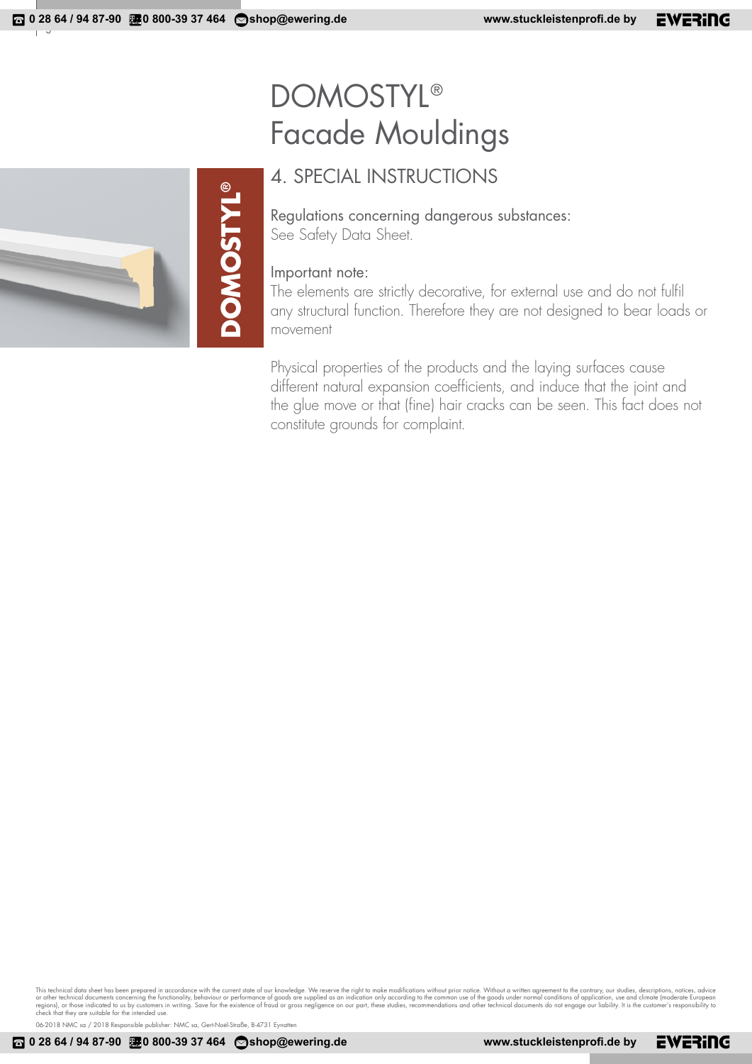# DOMOSTYL® Facade Mouldings

## 4. SPECIAL INSTRUCTIONS

Regulations concerning dangerous substances:
See Safety Data Sheet.

Important note:
The elements are strictly decorative, for external use and do not fulfil any structural function. Therefore they are not designed to bear loads or movement

Physical properties of the products and the laying surfaces cause different natural expansion coefficients, and induce that the joint and the glue move or that (fine) hair cracks can be seen. This fact does not constitute grounds for complaint.

This technical data sheet has been prepared in accordance with the current state of our knowledge. We reserve the right to make modifications without prior notice. Without a written agreement to the contrary, our studies, descriptions, notices, advice or other technical documents concerning the functionality, behaviour or performance of goods are supplied as an indication only according to the common use of the goods under normal conditions of application, use and climate (moderate European regions), or those indicated to us by customers in writing. Save for the existence of fraud or gross negligence on our part, these studies, recommendations and other technical documents do not engage our liability. It is the customer's responsibility to check that they are suitable for the intended use.

06-2018 NMC sa / 2018 Responsible publisher: NMC sa, Gert-Noël-Straße, B-4731 Eynatten